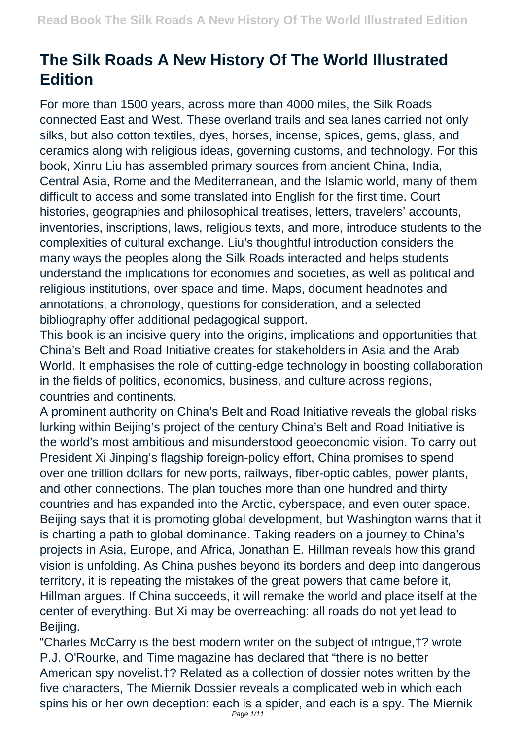# The Silk Roads A New History Of The World Illustrated Edition

For more than 1500 years, across more than 4000 miles, the Silk Roads connected East and West. These overland trails and sea lanes carried not only silks, but also cotton textiles, dyes, horses, incense, spices, gems, glass, and ceramics along with religious ideas, governing customs, and technology. For this book, Xinru Liu has assembled primary sources from ancient China, India, Central Asia, Rome and the Mediterranean, and the Islamic world, many of them difficult to access and some translated into English for the first time. Court histories, geographies and philosophical treatises, letters, travelers' accounts, inventories, inscriptions, laws, religious texts, and more, introduce students to the complexities of cultural exchange. Liu's thoughtful introduction considers the many ways the peoples along the Silk Roads interacted and helps students understand the implications for economies and societies, as well as political and religious institutions, over space and time. Maps, document headnotes and annotations, a chronology, questions for consideration, and a selected bibliography offer additional pedagogical support.

This book is an incisive query into the origins, implications and opportunities that China's Belt and Road Initiative creates for stakeholders in Asia and the Arab World. It emphasises the role of cutting-edge technology in boosting collaboration in the fields of politics, economics, business, and culture across regions, countries and continents.

A prominent authority on China's Belt and Road Initiative reveals the global risks lurking within Beijing's project of the century China's Belt and Road Initiative is the world's most ambitious and misunderstood geoeconomic vision. To carry out President Xi Jinping's flagship foreign-policy effort, China promises to spend over one trillion dollars for new ports, railways, fiber-optic cables, power plants, and other connections. The plan touches more than one hundred and thirty countries and has expanded into the Arctic, cyberspace, and even outer space. Beijing says that it is promoting global development, but Washington warns that it is charting a path to global dominance. Taking readers on a journey to China's projects in Asia, Europe, and Africa, Jonathan E. Hillman reveals how this grand vision is unfolding. As China pushes beyond its borders and deep into dangerous territory, it is repeating the mistakes of the great powers that came before it, Hillman argues. If China succeeds, it will remake the world and place itself at the center of everything. But Xi may be overreaching: all roads do not yet lead to Beijing.

"Charles McCarry is the best modern writer on the subject of intrigue,†? wrote P.J. O'Rourke, and Time magazine has declared that "there is no better American spy novelist.†? Related as a collection of dossier notes written by the five characters, The Miernik Dossier reveals a complicated web in which each spins his or her own deception: each is a spider, and each is a spy. The Miernik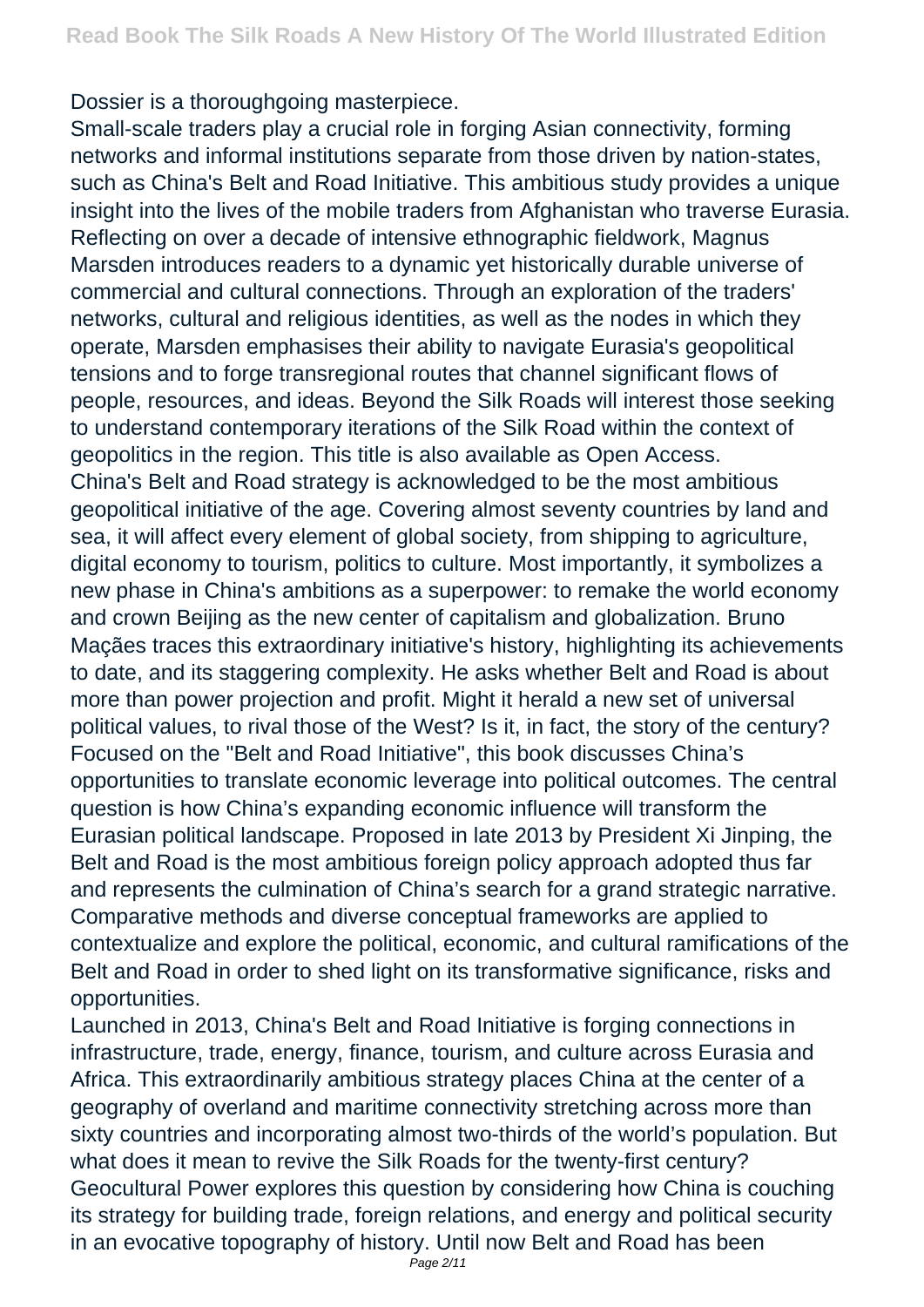Dossier is a thoroughgoing masterpiece.

Small-scale traders play a crucial role in forging Asian connectivity, forming networks and informal institutions separate from those driven by nation-states, such as China's Belt and Road Initiative. This ambitious study provides a unique insight into the lives of the mobile traders from Afghanistan who traverse Eurasia. Reflecting on over a decade of intensive ethnographic fieldwork, Magnus Marsden introduces readers to a dynamic yet historically durable universe of commercial and cultural connections. Through an exploration of the traders' networks, cultural and religious identities, as well as the nodes in which they operate, Marsden emphasises their ability to navigate Eurasia's geopolitical tensions and to forge transregional routes that channel significant flows of people, resources, and ideas. Beyond the Silk Roads will interest those seeking to understand contemporary iterations of the Silk Road within the context of geopolitics in the region. This title is also available as Open Access.

China's Belt and Road strategy is acknowledged to be the most ambitious geopolitical initiative of the age. Covering almost seventy countries by land and sea, it will affect every element of global society, from shipping to agriculture, digital economy to tourism, politics to culture. Most importantly, it symbolizes a new phase in China's ambitions as a superpower: to remake the world economy and crown Beijing as the new center of capitalism and globalization. Bruno Maçães traces this extraordinary initiative's history, highlighting its achievements to date, and its staggering complexity. He asks whether Belt and Road is about more than power projection and profit. Might it herald a new set of universal political values, to rival those of the West? Is it, in fact, the story of the century?

Focused on the "Belt and Road Initiative", this book discusses China's opportunities to translate economic leverage into political outcomes. The central question is how China's expanding economic influence will transform the Eurasian political landscape. Proposed in late 2013 by President Xi Jinping, the Belt and Road is the most ambitious foreign policy approach adopted thus far and represents the culmination of China's search for a grand strategic narrative. Comparative methods and diverse conceptual frameworks are applied to contextualize and explore the political, economic, and cultural ramifications of the Belt and Road in order to shed light on its transformative significance, risks and opportunities.

Launched in 2013, China's Belt and Road Initiative is forging connections in infrastructure, trade, energy, finance, tourism, and culture across Eurasia and Africa. This extraordinarily ambitious strategy places China at the center of a geography of overland and maritime connectivity stretching across more than sixty countries and incorporating almost two-thirds of the world's population. But what does it mean to revive the Silk Roads for the twenty-first century? Geocultural Power explores this question by considering how China is couching its strategy for building trade, foreign relations, and energy and political security in an evocative topography of history. Until now Belt and Road has been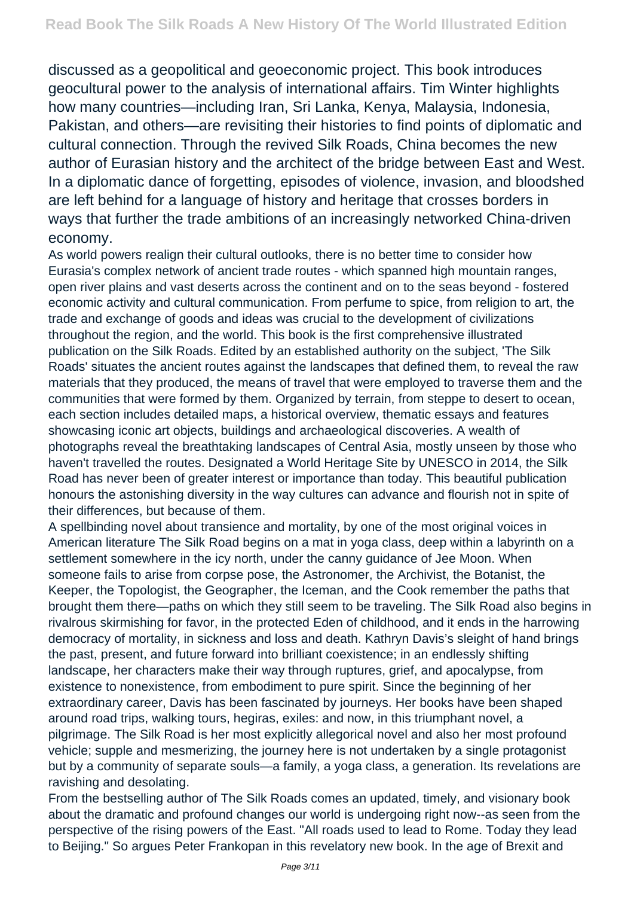discussed as a geopolitical and geoeconomic project. This book introduces geocultural power to the analysis of international affairs. Tim Winter highlights how many countries—including Iran, Sri Lanka, Kenya, Malaysia, Indonesia, Pakistan, and others—are revisiting their histories to find points of diplomatic and cultural connection. Through the revived Silk Roads, China becomes the new author of Eurasian history and the architect of the bridge between East and West. In a diplomatic dance of forgetting, episodes of violence, invasion, and bloodshed are left behind for a language of history and heritage that crosses borders in ways that further the trade ambitions of an increasingly networked China-driven economy.

As world powers realign their cultural outlooks, there is no better time to consider how Eurasia's complex network of ancient trade routes - which spanned high mountain ranges, open river plains and vast deserts across the continent and on to the seas beyond - fostered economic activity and cultural communication. From perfume to spice, from religion to art, the trade and exchange of goods and ideas was crucial to the development of civilizations throughout the region, and the world. This book is the first comprehensive illustrated publication on the Silk Roads. Edited by an established authority on the subject, 'The Silk Roads' situates the ancient routes against the landscapes that defined them, to reveal the raw materials that they produced, the means of travel that were employed to traverse them and the communities that were formed by them. Organized by terrain, from steppe to desert to ocean, each section includes detailed maps, a historical overview, thematic essays and features showcasing iconic art objects, buildings and archaeological discoveries. A wealth of photographs reveal the breathtaking landscapes of Central Asia, mostly unseen by those who haven't travelled the routes. Designated a World Heritage Site by UNESCO in 2014, the Silk Road has never been of greater interest or importance than today. This beautiful publication honours the astonishing diversity in the way cultures can advance and flourish not in spite of their differences, but because of them.

A spellbinding novel about transience and mortality, by one of the most original voices in American literature The Silk Road begins on a mat in yoga class, deep within a labyrinth on a settlement somewhere in the icy north, under the canny guidance of Jee Moon. When someone fails to arise from corpse pose, the Astronomer, the Archivist, the Botanist, the Keeper, the Topologist, the Geographer, the Iceman, and the Cook remember the paths that brought them there—paths on which they still seem to be traveling. The Silk Road also begins in rivalrous skirmishing for favor, in the protected Eden of childhood, and it ends in the harrowing democracy of mortality, in sickness and loss and death. Kathryn Davis's sleight of hand brings the past, present, and future forward into brilliant coexistence; in an endlessly shifting landscape, her characters make their way through ruptures, grief, and apocalypse, from existence to nonexistence, from embodiment to pure spirit. Since the beginning of her extraordinary career, Davis has been fascinated by journeys. Her books have been shaped around road trips, walking tours, hegiras, exiles: and now, in this triumphant novel, a pilgrimage. The Silk Road is her most explicitly allegorical novel and also her most profound vehicle; supple and mesmerizing, the journey here is not undertaken by a single protagonist but by a community of separate souls—a family, a yoga class, a generation. Its revelations are ravishing and desolating.

From the bestselling author of The Silk Roads comes an updated, timely, and visionary book about the dramatic and profound changes our world is undergoing right now--as seen from the perspective of the rising powers of the East. "All roads used to lead to Rome. Today they lead to Beijing." So argues Peter Frankopan in this revelatory new book. In the age of Brexit and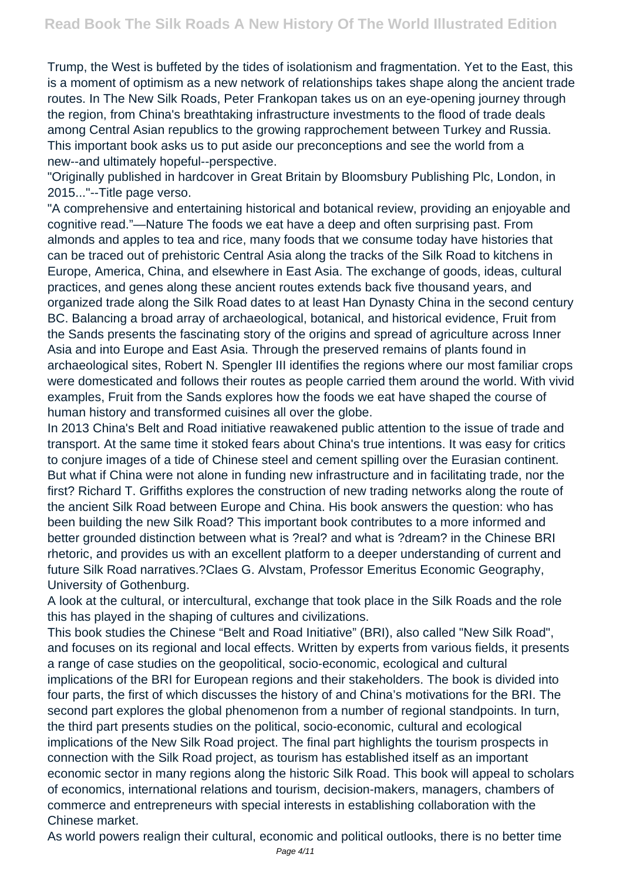Trump, the West is buffeted by the tides of isolationism and fragmentation. Yet to the East, this is a moment of optimism as a new network of relationships takes shape along the ancient trade routes. In The New Silk Roads, Peter Frankopan takes us on an eye-opening journey through the region, from China's breathtaking infrastructure investments to the flood of trade deals among Central Asian republics to the growing rapprochement between Turkey and Russia. This important book asks us to put aside our preconceptions and see the world from a new--and ultimately hopeful--perspective.

"Originally published in hardcover in Great Britain by Bloomsbury Publishing Plc, London, in 2015..."--Title page verso.

"A comprehensive and entertaining historical and botanical review, providing an enjoyable and cognitive read."—Nature The foods we eat have a deep and often surprising past. From almonds and apples to tea and rice, many foods that we consume today have histories that can be traced out of prehistoric Central Asia along the tracks of the Silk Road to kitchens in Europe, America, China, and elsewhere in East Asia. The exchange of goods, ideas, cultural practices, and genes along these ancient routes extends back five thousand years, and organized trade along the Silk Road dates to at least Han Dynasty China in the second century BC. Balancing a broad array of archaeological, botanical, and historical evidence, Fruit from the Sands presents the fascinating story of the origins and spread of agriculture across Inner Asia and into Europe and East Asia. Through the preserved remains of plants found in archaeological sites, Robert N. Spengler III identifies the regions where our most familiar crops were domesticated and follows their routes as people carried them around the world. With vivid examples, Fruit from the Sands explores how the foods we eat have shaped the course of human history and transformed cuisines all over the globe.

In 2013 China's Belt and Road initiative reawakened public attention to the issue of trade and transport. At the same time it stoked fears about China's true intentions. It was easy for critics to conjure images of a tide of Chinese steel and cement spilling over the Eurasian continent. But what if China were not alone in funding new infrastructure and in facilitating trade, nor the first? Richard T. Griffiths explores the construction of new trading networks along the route of the ancient Silk Road between Europe and China. His book answers the question: who has been building the new Silk Road? This important book contributes to a more informed and better grounded distinction between what is ?real? and what is ?dream? in the Chinese BRI rhetoric, and provides us with an excellent platform to a deeper understanding of current and future Silk Road narratives.?Claes G. Alvstam, Professor Emeritus Economic Geography, University of Gothenburg.

A look at the cultural, or intercultural, exchange that took place in the Silk Roads and the role this has played in the shaping of cultures and civilizations.

This book studies the Chinese "Belt and Road Initiative" (BRI), also called "New Silk Road", and focuses on its regional and local effects. Written by experts from various fields, it presents a range of case studies on the geopolitical, socio-economic, ecological and cultural implications of the BRI for European regions and their stakeholders. The book is divided into four parts, the first of which discusses the history of and China's motivations for the BRI. The second part explores the global phenomenon from a number of regional standpoints. In turn, the third part presents studies on the political, socio-economic, cultural and ecological implications of the New Silk Road project. The final part highlights the tourism prospects in connection with the Silk Road project, as tourism has established itself as an important economic sector in many regions along the historic Silk Road. This book will appeal to scholars of economics, international relations and tourism, decision-makers, managers, chambers of commerce and entrepreneurs with special interests in establishing collaboration with the Chinese market.

As world powers realign their cultural, economic and political outlooks, there is no better time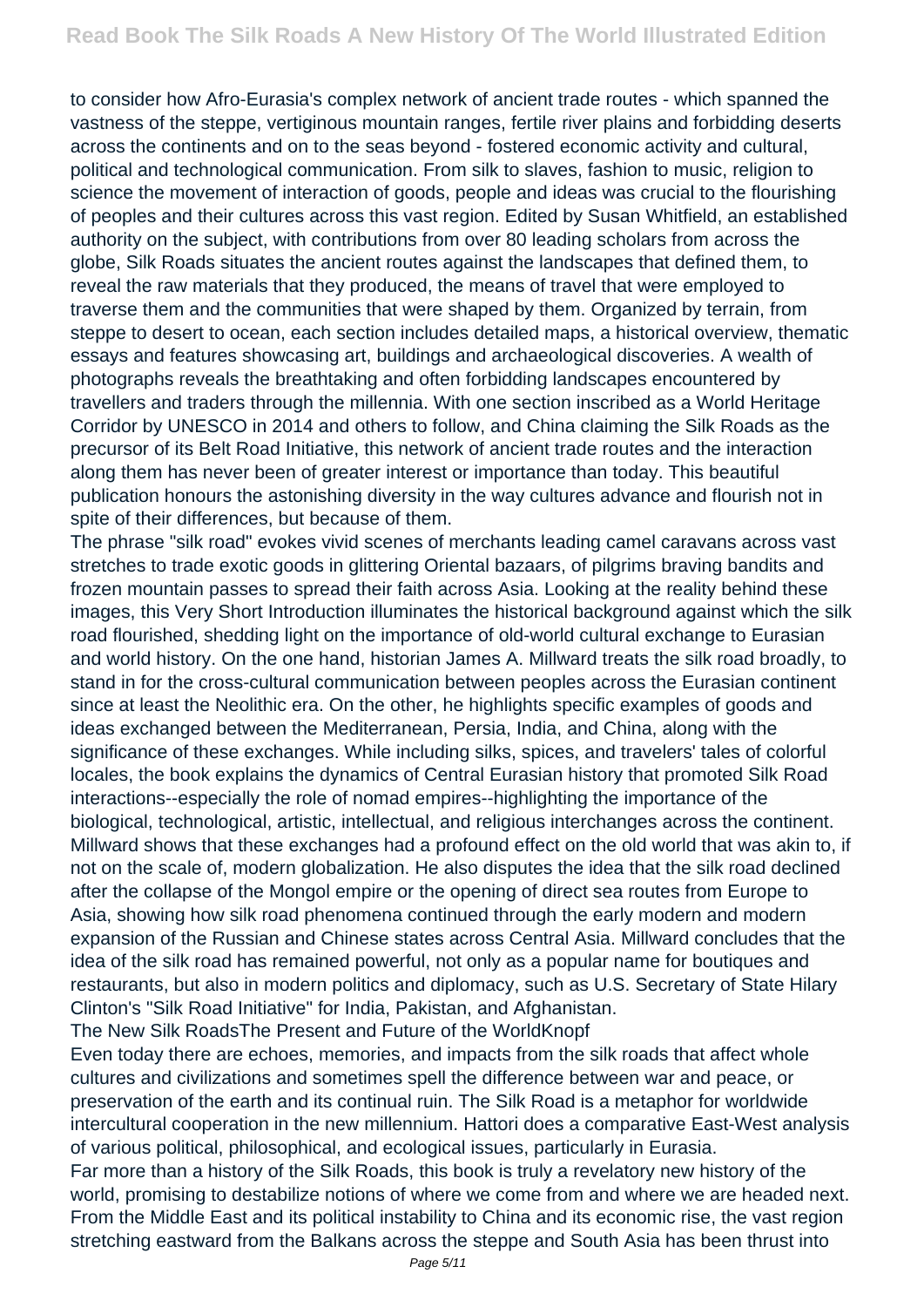to consider how Afro-Eurasia's complex network of ancient trade routes - which spanned the vastness of the steppe, vertiginous mountain ranges, fertile river plains and forbidding deserts across the continents and on to the seas beyond - fostered economic activity and cultural, political and technological communication. From silk to slaves, fashion to music, religion to science the movement of interaction of goods, people and ideas was crucial to the flourishing of peoples and their cultures across this vast region. Edited by Susan Whitfield, an established authority on the subject, with contributions from over 80 leading scholars from across the globe, Silk Roads situates the ancient routes against the landscapes that defined them, to reveal the raw materials that they produced, the means of travel that were employed to traverse them and the communities that were shaped by them. Organized by terrain, from steppe to desert to ocean, each section includes detailed maps, a historical overview, thematic essays and features showcasing art, buildings and archaeological discoveries. A wealth of photographs reveals the breathtaking and often forbidding landscapes encountered by travellers and traders through the millennia. With one section inscribed as a World Heritage Corridor by UNESCO in 2014 and others to follow, and China claiming the Silk Roads as the precursor of its Belt Road Initiative, this network of ancient trade routes and the interaction along them has never been of greater interest or importance than today. This beautiful publication honours the astonishing diversity in the way cultures advance and flourish not in spite of their differences, but because of them.

The phrase "silk road" evokes vivid scenes of merchants leading camel caravans across vast stretches to trade exotic goods in glittering Oriental bazaars, of pilgrims braving bandits and frozen mountain passes to spread their faith across Asia. Looking at the reality behind these images, this Very Short Introduction illuminates the historical background against which the silk road flourished, shedding light on the importance of old-world cultural exchange to Eurasian and world history. On the one hand, historian James A. Millward treats the silk road broadly, to stand in for the cross-cultural communication between peoples across the Eurasian continent since at least the Neolithic era. On the other, he highlights specific examples of goods and ideas exchanged between the Mediterranean, Persia, India, and China, along with the significance of these exchanges. While including silks, spices, and travelers' tales of colorful locales, the book explains the dynamics of Central Eurasian history that promoted Silk Road interactions--especially the role of nomad empires--highlighting the importance of the biological, technological, artistic, intellectual, and religious interchanges across the continent. Millward shows that these exchanges had a profound effect on the old world that was akin to, if not on the scale of, modern globalization. He also disputes the idea that the silk road declined after the collapse of the Mongol empire or the opening of direct sea routes from Europe to Asia, showing how silk road phenomena continued through the early modern and modern expansion of the Russian and Chinese states across Central Asia. Millward concludes that the idea of the silk road has remained powerful, not only as a popular name for boutiques and restaurants, but also in modern politics and diplomacy, such as U.S. Secretary of State Hilary Clinton's "Silk Road Initiative" for India, Pakistan, and Afghanistan.

The New Silk RoadsThe Present and Future of the WorldKnopf

Even today there are echoes, memories, and impacts from the silk roads that affect whole cultures and civilizations and sometimes spell the difference between war and peace, or preservation of the earth and its continual ruin. The Silk Road is a metaphor for worldwide intercultural cooperation in the new millennium. Hattori does a comparative East-West analysis of various political, philosophical, and ecological issues, particularly in Eurasia.

Far more than a history of the Silk Roads, this book is truly a revelatory new history of the world, promising to destabilize notions of where we come from and where we are headed next. From the Middle East and its political instability to China and its economic rise, the vast region stretching eastward from the Balkans across the steppe and South Asia has been thrust into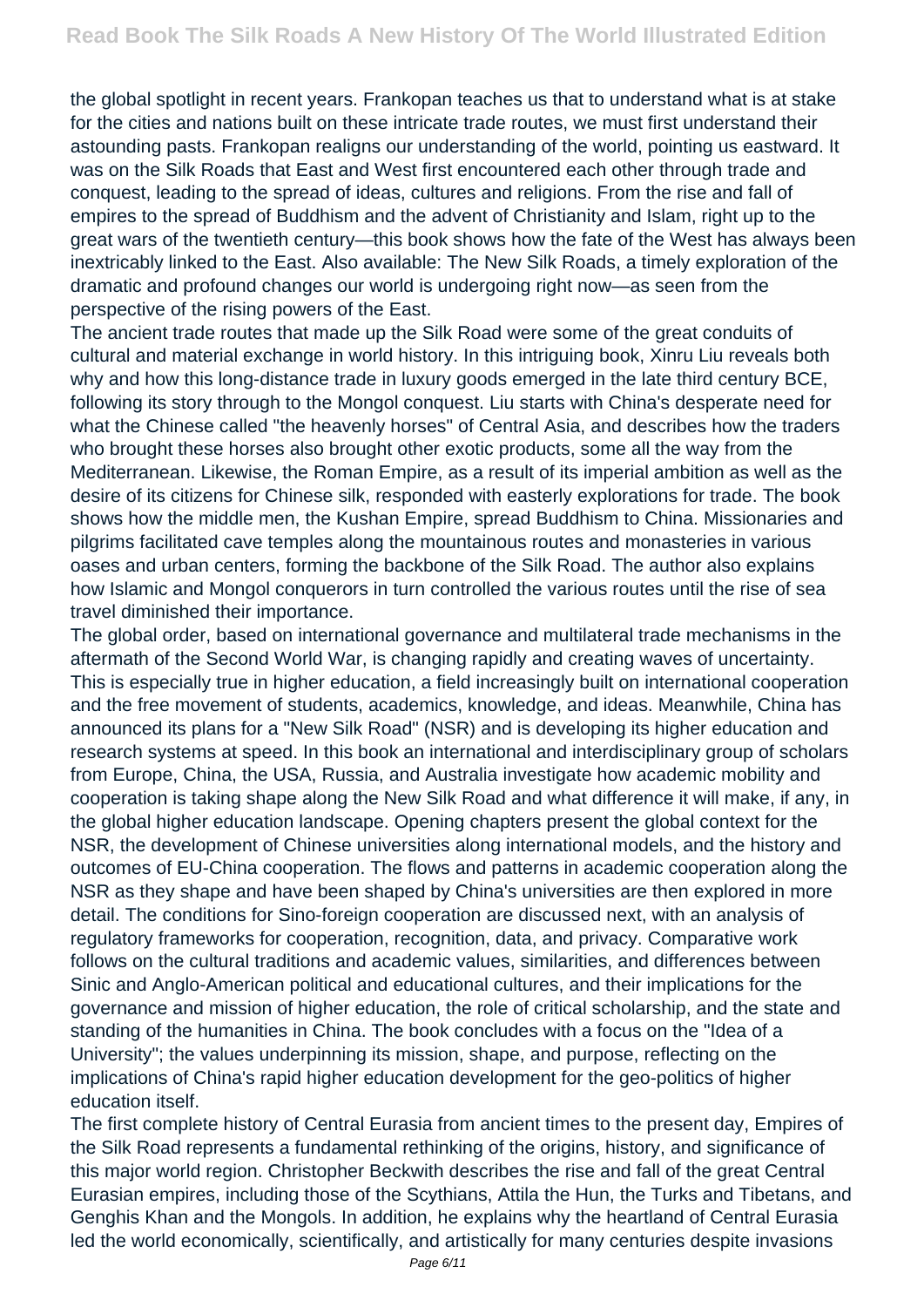the global spotlight in recent years. Frankopan teaches us that to understand what is at stake for the cities and nations built on these intricate trade routes, we must first understand their astounding pasts. Frankopan realigns our understanding of the world, pointing us eastward. It was on the Silk Roads that East and West first encountered each other through trade and conquest, leading to the spread of ideas, cultures and religions. From the rise and fall of empires to the spread of Buddhism and the advent of Christianity and Islam, right up to the great wars of the twentieth century—this book shows how the fate of the West has always been inextricably linked to the East. Also available: The New Silk Roads, a timely exploration of the dramatic and profound changes our world is undergoing right now—as seen from the perspective of the rising powers of the East.

The ancient trade routes that made up the Silk Road were some of the great conduits of cultural and material exchange in world history. In this intriguing book, Xinru Liu reveals both why and how this long-distance trade in luxury goods emerged in the late third century BCE, following its story through to the Mongol conquest. Liu starts with China's desperate need for what the Chinese called "the heavenly horses" of Central Asia, and describes how the traders who brought these horses also brought other exotic products, some all the way from the Mediterranean. Likewise, the Roman Empire, as a result of its imperial ambition as well as the desire of its citizens for Chinese silk, responded with easterly explorations for trade. The book shows how the middle men, the Kushan Empire, spread Buddhism to China. Missionaries and pilgrims facilitated cave temples along the mountainous routes and monasteries in various oases and urban centers, forming the backbone of the Silk Road. The author also explains how Islamic and Mongol conquerors in turn controlled the various routes until the rise of sea travel diminished their importance.

The global order, based on international governance and multilateral trade mechanisms in the aftermath of the Second World War, is changing rapidly and creating waves of uncertainty. This is especially true in higher education, a field increasingly built on international cooperation and the free movement of students, academics, knowledge, and ideas. Meanwhile, China has announced its plans for a "New Silk Road" (NSR) and is developing its higher education and research systems at speed. In this book an international and interdisciplinary group of scholars from Europe, China, the USA, Russia, and Australia investigate how academic mobility and cooperation is taking shape along the New Silk Road and what difference it will make, if any, in the global higher education landscape. Opening chapters present the global context for the NSR, the development of Chinese universities along international models, and the history and outcomes of EU-China cooperation. The flows and patterns in academic cooperation along the NSR as they shape and have been shaped by China's universities are then explored in more detail. The conditions for Sino-foreign cooperation are discussed next, with an analysis of regulatory frameworks for cooperation, recognition, data, and privacy. Comparative work follows on the cultural traditions and academic values, similarities, and differences between Sinic and Anglo-American political and educational cultures, and their implications for the governance and mission of higher education, the role of critical scholarship, and the state and standing of the humanities in China. The book concludes with a focus on the "Idea of a University"; the values underpinning its mission, shape, and purpose, reflecting on the implications of China's rapid higher education development for the geo-politics of higher education itself.

The first complete history of Central Eurasia from ancient times to the present day, Empires of the Silk Road represents a fundamental rethinking of the origins, history, and significance of this major world region. Christopher Beckwith describes the rise and fall of the great Central Eurasian empires, including those of the Scythians, Attila the Hun, the Turks and Tibetans, and Genghis Khan and the Mongols. In addition, he explains why the heartland of Central Eurasia led the world economically, scientifically, and artistically for many centuries despite invasions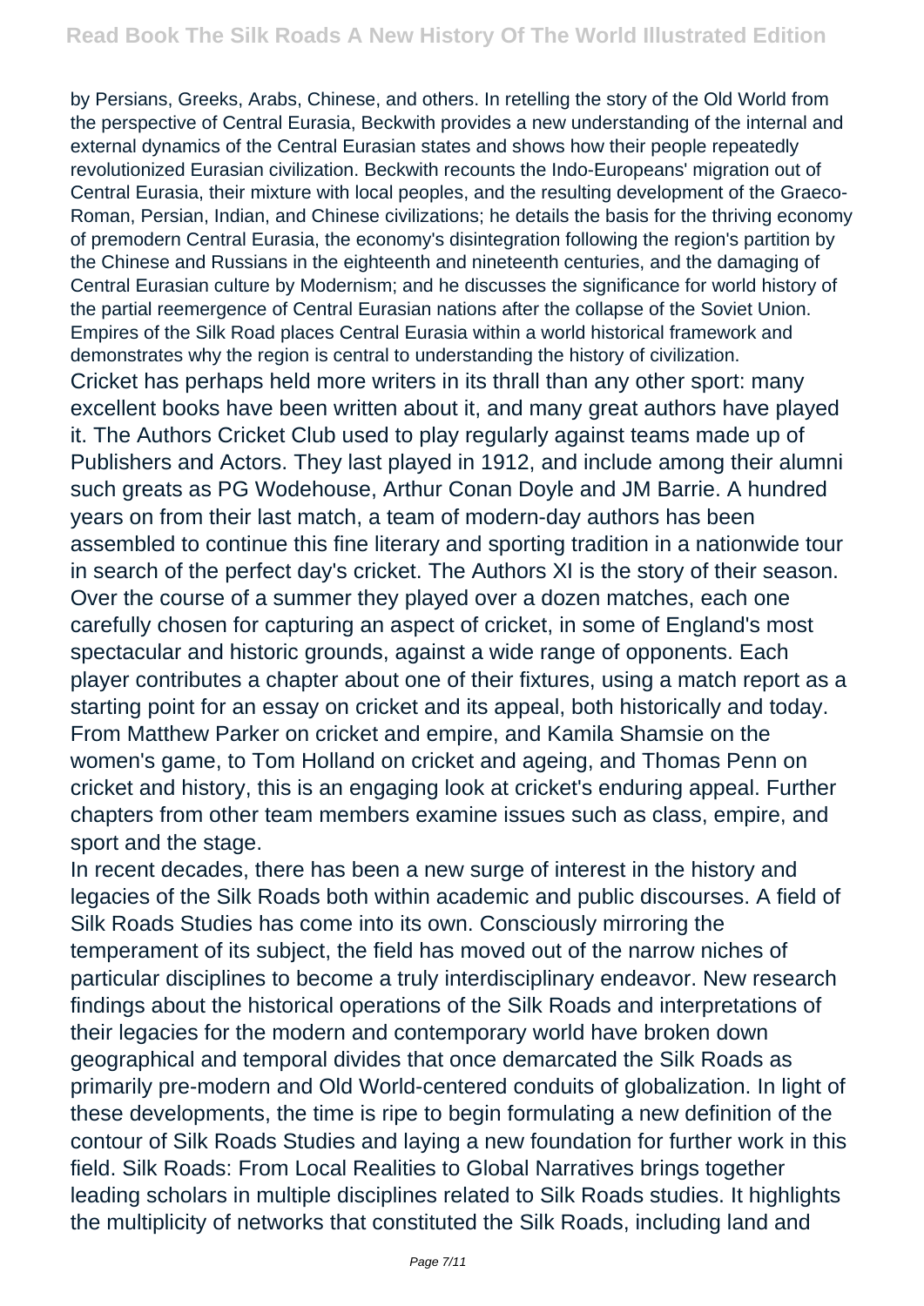by Persians, Greeks, Arabs, Chinese, and others. In retelling the story of the Old World from the perspective of Central Eurasia, Beckwith provides a new understanding of the internal and external dynamics of the Central Eurasian states and shows how their people repeatedly revolutionized Eurasian civilization. Beckwith recounts the Indo-Europeans' migration out of Central Eurasia, their mixture with local peoples, and the resulting development of the Graeco-Roman, Persian, Indian, and Chinese civilizations; he details the basis for the thriving economy of premodern Central Eurasia, the economy's disintegration following the region's partition by the Chinese and Russians in the eighteenth and nineteenth centuries, and the damaging of Central Eurasian culture by Modernism; and he discusses the significance for world history of the partial reemergence of Central Eurasian nations after the collapse of the Soviet Union. Empires of the Silk Road places Central Eurasia within a world historical framework and demonstrates why the region is central to understanding the history of civilization.

Cricket has perhaps held more writers in its thrall than any other sport: many excellent books have been written about it, and many great authors have played it. The Authors Cricket Club used to play regularly against teams made up of Publishers and Actors. They last played in 1912, and include among their alumni such greats as PG Wodehouse, Arthur Conan Doyle and JM Barrie. A hundred years on from their last match, a team of modern-day authors has been assembled to continue this fine literary and sporting tradition in a nationwide tour in search of the perfect day's cricket. The Authors XI is the story of their season. Over the course of a summer they played over a dozen matches, each one carefully chosen for capturing an aspect of cricket, in some of England's most spectacular and historic grounds, against a wide range of opponents. Each player contributes a chapter about one of their fixtures, using a match report as a starting point for an essay on cricket and its appeal, both historically and today. From Matthew Parker on cricket and empire, and Kamila Shamsie on the women's game, to Tom Holland on cricket and ageing, and Thomas Penn on cricket and history, this is an engaging look at cricket's enduring appeal. Further chapters from other team members examine issues such as class, empire, and sport and the stage.

In recent decades, there has been a new surge of interest in the history and legacies of the Silk Roads both within academic and public discourses. A field of Silk Roads Studies has come into its own. Consciously mirroring the temperament of its subject, the field has moved out of the narrow niches of particular disciplines to become a truly interdisciplinary endeavor. New research findings about the historical operations of the Silk Roads and interpretations of their legacies for the modern and contemporary world have broken down geographical and temporal divides that once demarcated the Silk Roads as primarily pre-modern and Old World-centered conduits of globalization. In light of these developments, the time is ripe to begin formulating a new definition of the contour of Silk Roads Studies and laying a new foundation for further work in this field. Silk Roads: From Local Realities to Global Narratives brings together leading scholars in multiple disciplines related to Silk Roads studies. It highlights the multiplicity of networks that constituted the Silk Roads, including land and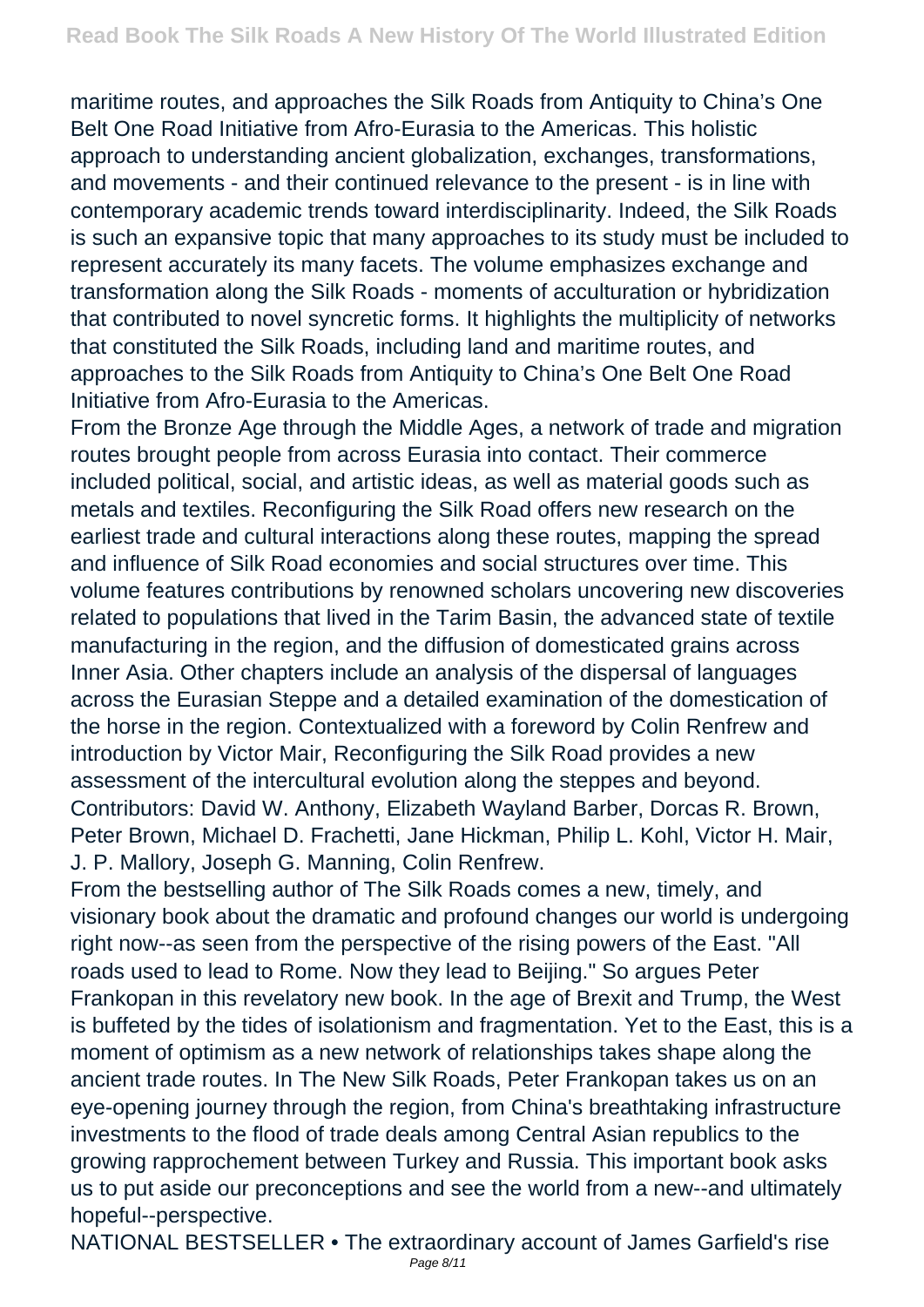maritime routes, and approaches the Silk Roads from Antiquity to China's One Belt One Road Initiative from Afro-Eurasia to the Americas. This holistic approach to understanding ancient globalization, exchanges, transformations, and movements - and their continued relevance to the present - is in line with contemporary academic trends toward interdisciplinarity. Indeed, the Silk Roads is such an expansive topic that many approaches to its study must be included to represent accurately its many facets. The volume emphasizes exchange and transformation along the Silk Roads - moments of acculturation or hybridization that contributed to novel syncretic forms. It highlights the multiplicity of networks that constituted the Silk Roads, including land and maritime routes, and approaches to the Silk Roads from Antiquity to China's One Belt One Road Initiative from Afro-Eurasia to the Americas.

From the Bronze Age through the Middle Ages, a network of trade and migration routes brought people from across Eurasia into contact. Their commerce included political, social, and artistic ideas, as well as material goods such as metals and textiles. Reconfiguring the Silk Road offers new research on the earliest trade and cultural interactions along these routes, mapping the spread and influence of Silk Road economies and social structures over time. This volume features contributions by renowned scholars uncovering new discoveries related to populations that lived in the Tarim Basin, the advanced state of textile manufacturing in the region, and the diffusion of domesticated grains across Inner Asia. Other chapters include an analysis of the dispersal of languages across the Eurasian Steppe and a detailed examination of the domestication of the horse in the region. Contextualized with a foreword by Colin Renfrew and introduction by Victor Mair, Reconfiguring the Silk Road provides a new assessment of the intercultural evolution along the steppes and beyond. Contributors: David W. Anthony, Elizabeth Wayland Barber, Dorcas R. Brown, Peter Brown, Michael D. Frachetti, Jane Hickman, Philip L. Kohl, Victor H. Mair, J. P. Mallory, Joseph G. Manning, Colin Renfrew.

From the bestselling author of The Silk Roads comes a new, timely, and visionary book about the dramatic and profound changes our world is undergoing right now--as seen from the perspective of the rising powers of the East. "All roads used to lead to Rome. Now they lead to Beijing." So argues Peter Frankopan in this revelatory new book. In the age of Brexit and Trump, the West is buffeted by the tides of isolationism and fragmentation. Yet to the East, this is a moment of optimism as a new network of relationships takes shape along the ancient trade routes. In The New Silk Roads, Peter Frankopan takes us on an eye-opening journey through the region, from China's breathtaking infrastructure investments to the flood of trade deals among Central Asian republics to the growing rapprochement between Turkey and Russia. This important book asks us to put aside our preconceptions and see the world from a new--and ultimately hopeful--perspective.

NATIONAL BESTSELLER • The extraordinary account of James Garfield's rise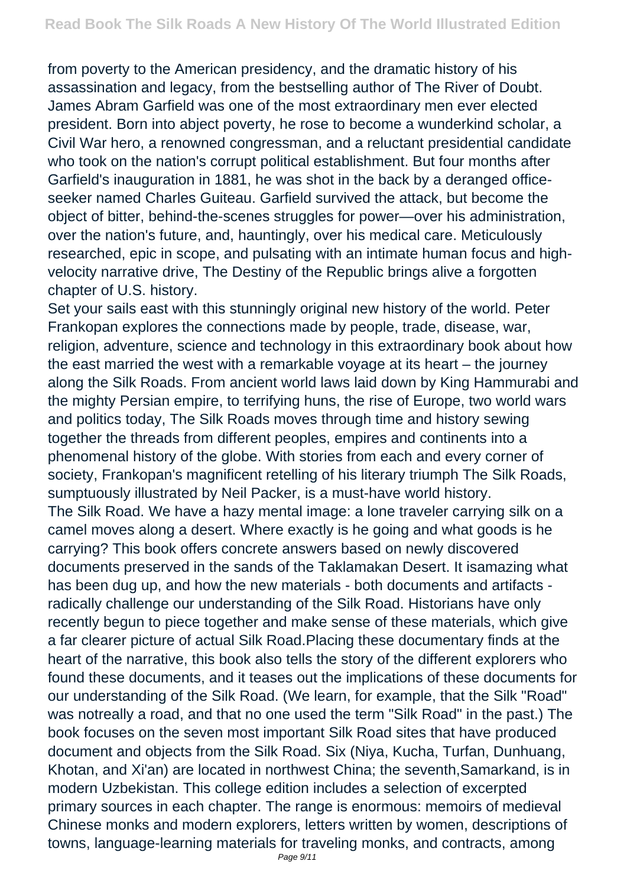from poverty to the American presidency, and the dramatic history of his assassination and legacy, from the bestselling author of The River of Doubt. James Abram Garfield was one of the most extraordinary men ever elected president. Born into abject poverty, he rose to become a wunderkind scholar, a Civil War hero, a renowned congressman, and a reluctant presidential candidate who took on the nation's corrupt political establishment. But four months after Garfield's inauguration in 1881, he was shot in the back by a deranged office-seeker named Charles Guiteau. Garfield survived the attack, but become the object of bitter, behind-the-scenes struggles for power—over his administration, over the nation's future, and, hauntingly, over his medical care. Meticulously researched, epic in scope, and pulsating with an intimate human focus and high-velocity narrative drive, The Destiny of the Republic brings alive a forgotten chapter of U.S. history.

Set your sails east with this stunningly original new history of the world. Peter Frankopan explores the connections made by people, trade, disease, war, religion, adventure, science and technology in this extraordinary book about how the east married the west with a remarkable voyage at its heart – the journey along the Silk Roads. From ancient world laws laid down by King Hammurabi and the mighty Persian empire, to terrifying huns, the rise of Europe, two world wars and politics today, The Silk Roads moves through time and history sewing together the threads from different peoples, empires and continents into a phenomenal history of the globe. With stories from each and every corner of society, Frankopan's magnificent retelling of his literary triumph The Silk Roads, sumptuously illustrated by Neil Packer, is a must-have world history.

The Silk Road. We have a hazy mental image: a lone traveler carrying silk on a camel moves along a desert. Where exactly is he going and what goods is he carrying? This book offers concrete answers based on newly discovered documents preserved in the sands of the Taklamakan Desert. It isamazing what has been dug up, and how the new materials - both documents and artifacts - radically challenge our understanding of the Silk Road. Historians have only recently begun to piece together and make sense of these materials, which give a far clearer picture of actual Silk Road.Placing these documentary finds at the heart of the narrative, this book also tells the story of the different explorers who found these documents, and it teases out the implications of these documents for our understanding of the Silk Road. (We learn, for example, that the Silk "Road" was notreally a road, and that no one used the term "Silk Road" in the past.) The book focuses on the seven most important Silk Road sites that have produced document and objects from the Silk Road. Six (Niya, Kucha, Turfan, Dunhuang, Khotan, and Xi'an) are located in northwest China; the seventh,Samarkand, is in modern Uzbekistan. This college edition includes a selection of excerpted primary sources in each chapter. The range is enormous: memoirs of medieval Chinese monks and modern explorers, letters written by women, descriptions of towns, language-learning materials for traveling monks, and contracts, among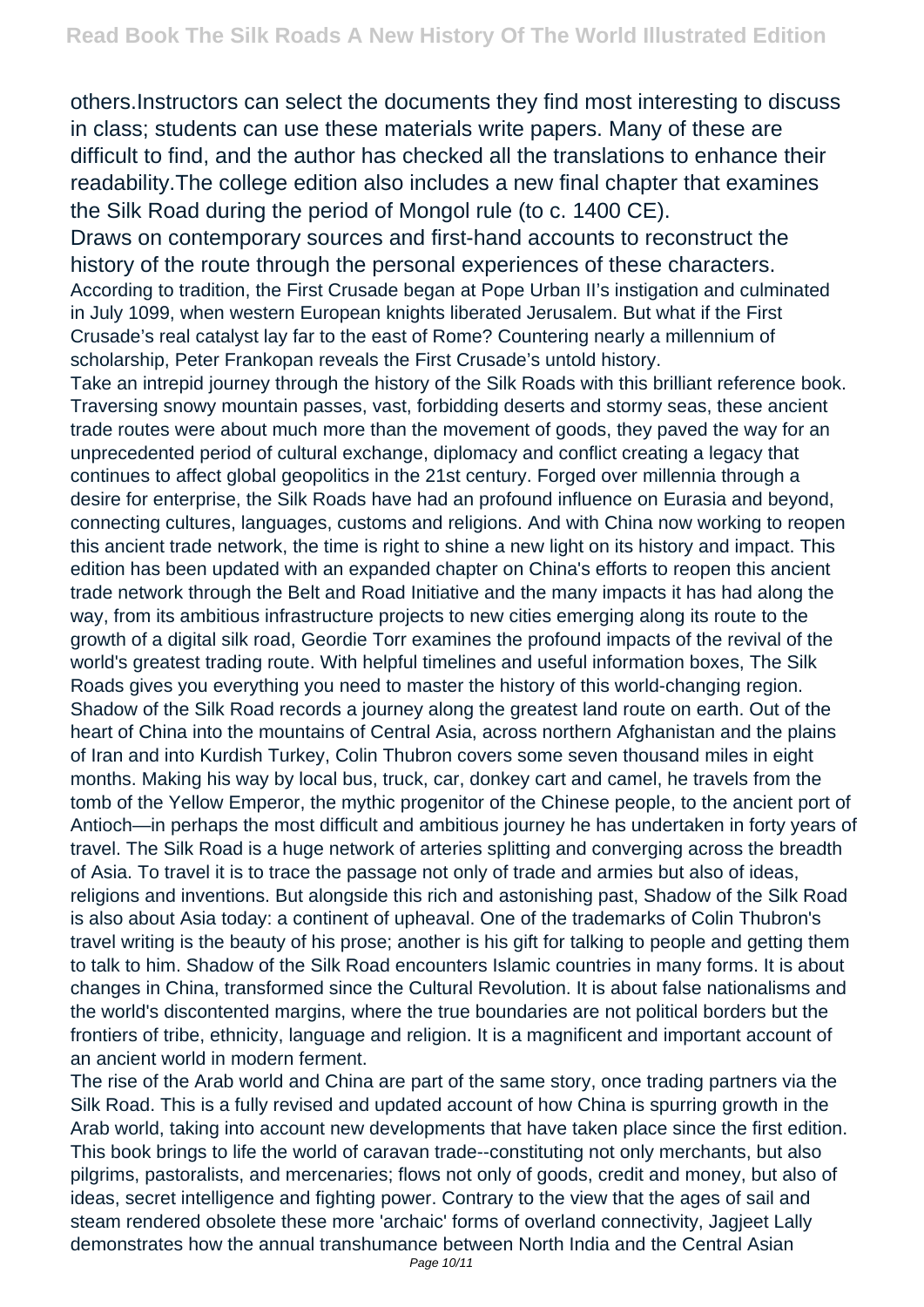others.Instructors can select the documents they find most interesting to discuss in class; students can use these materials write papers. Many of these are difficult to find, and the author has checked all the translations to enhance their readability.The college edition also includes a new final chapter that examines the Silk Road during the period of Mongol rule (to c. 1400 CE).

Draws on contemporary sources and first-hand accounts to reconstruct the history of the route through the personal experiences of these characters.

According to tradition, the First Crusade began at Pope Urban II's instigation and culminated in July 1099, when western European knights liberated Jerusalem. But what if the First Crusade's real catalyst lay far to the east of Rome? Countering nearly a millennium of scholarship, Peter Frankopan reveals the First Crusade's untold history.

Take an intrepid journey through the history of the Silk Roads with this brilliant reference book. Traversing snowy mountain passes, vast, forbidding deserts and stormy seas, these ancient trade routes were about much more than the movement of goods, they paved the way for an unprecedented period of cultural exchange, diplomacy and conflict creating a legacy that continues to affect global geopolitics in the 21st century. Forged over millennia through a desire for enterprise, the Silk Roads have had an profound influence on Eurasia and beyond, connecting cultures, languages, customs and religions. And with China now working to reopen this ancient trade network, the time is right to shine a new light on its history and impact. This edition has been updated with an expanded chapter on China's efforts to reopen this ancient trade network through the Belt and Road Initiative and the many impacts it has had along the way, from its ambitious infrastructure projects to new cities emerging along its route to the growth of a digital silk road, Geordie Torr examines the profound impacts of the revival of the world's greatest trading route. With helpful timelines and useful information boxes, The Silk Roads gives you everything you need to master the history of this world-changing region.

Shadow of the Silk Road records a journey along the greatest land route on earth. Out of the heart of China into the mountains of Central Asia, across northern Afghanistan and the plains of Iran and into Kurdish Turkey, Colin Thubron covers some seven thousand miles in eight months. Making his way by local bus, truck, car, donkey cart and camel, he travels from the tomb of the Yellow Emperor, the mythic progenitor of the Chinese people, to the ancient port of Antioch—in perhaps the most difficult and ambitious journey he has undertaken in forty years of travel. The Silk Road is a huge network of arteries splitting and converging across the breadth of Asia. To travel it is to trace the passage not only of trade and armies but also of ideas, religions and inventions. But alongside this rich and astonishing past, Shadow of the Silk Road is also about Asia today: a continent of upheaval. One of the trademarks of Colin Thubron's travel writing is the beauty of his prose; another is his gift for talking to people and getting them to talk to him. Shadow of the Silk Road encounters Islamic countries in many forms. It is about changes in China, transformed since the Cultural Revolution. It is about false nationalisms and the world's discontented margins, where the true boundaries are not political borders but the frontiers of tribe, ethnicity, language and religion. It is a magnificent and important account of an ancient world in modern ferment.

The rise of the Arab world and China are part of the same story, once trading partners via the Silk Road. This is a fully revised and updated account of how China is spurring growth in the Arab world, taking into account new developments that have taken place since the first edition.

This book brings to life the world of caravan trade--constituting not only merchants, but also pilgrims, pastoralists, and mercenaries; flows not only of goods, credit and money, but also of ideas, secret intelligence and fighting power. Contrary to the view that the ages of sail and steam rendered obsolete these more 'archaic' forms of overland connectivity, Jagjeet Lally demonstrates how the annual transhumance between North India and the Central Asian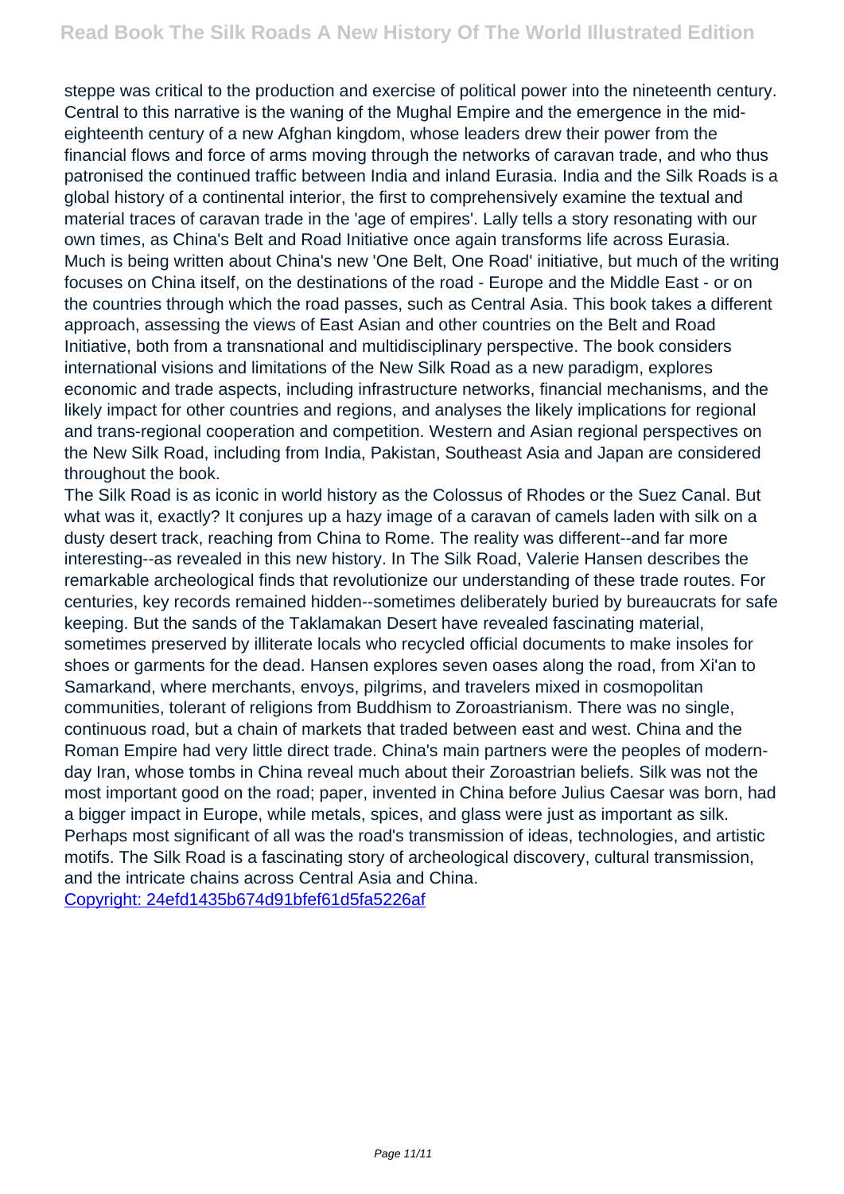steppe was critical to the production and exercise of political power into the nineteenth century. Central to this narrative is the waning of the Mughal Empire and the emergence in the mid-eighteenth century of a new Afghan kingdom, whose leaders drew their power from the financial flows and force of arms moving through the networks of caravan trade, and who thus patronised the continued traffic between India and inland Eurasia. India and the Silk Roads is a global history of a continental interior, the first to comprehensively examine the textual and material traces of caravan trade in the 'age of empires'. Lally tells a story resonating with our own times, as China's Belt and Road Initiative once again transforms life across Eurasia. Much is being written about China's new 'One Belt, One Road' initiative, but much of the writing focuses on China itself, on the destinations of the road - Europe and the Middle East - or on the countries through which the road passes, such as Central Asia. This book takes a different approach, assessing the views of East Asian and other countries on the Belt and Road Initiative, both from a transnational and multidisciplinary perspective. The book considers international visions and limitations of the New Silk Road as a new paradigm, explores economic and trade aspects, including infrastructure networks, financial mechanisms, and the likely impact for other countries and regions, and analyses the likely implications for regional and trans-regional cooperation and competition. Western and Asian regional perspectives on the New Silk Road, including from India, Pakistan, Southeast Asia and Japan are considered throughout the book.

The Silk Road is as iconic in world history as the Colossus of Rhodes or the Suez Canal. But what was it, exactly? It conjures up a hazy image of a caravan of camels laden with silk on a dusty desert track, reaching from China to Rome. The reality was different--and far more interesting--as revealed in this new history. In The Silk Road, Valerie Hansen describes the remarkable archeological finds that revolutionize our understanding of these trade routes. For centuries, key records remained hidden--sometimes deliberately buried by bureaucrats for safe keeping. But the sands of the Taklamakan Desert have revealed fascinating material, sometimes preserved by illiterate locals who recycled official documents to make insoles for shoes or garments for the dead. Hansen explores seven oases along the road, from Xi'an to Samarkand, where merchants, envoys, pilgrims, and travelers mixed in cosmopolitan communities, tolerant of religions from Buddhism to Zoroastrianism. There was no single, continuous road, but a chain of markets that traded between east and west. China and the Roman Empire had very little direct trade. China's main partners were the peoples of modern-day Iran, whose tombs in China reveal much about their Zoroastrian beliefs. Silk was not the most important good on the road; paper, invented in China before Julius Caesar was born, had a bigger impact in Europe, while metals, spices, and glass were just as important as silk. Perhaps most significant of all was the road's transmission of ideas, technologies, and artistic motifs. The Silk Road is a fascinating story of archeological discovery, cultural transmission, and the intricate chains across Central Asia and China.

Copyright: 24efd1435b674d91bfef61d5fa5226af